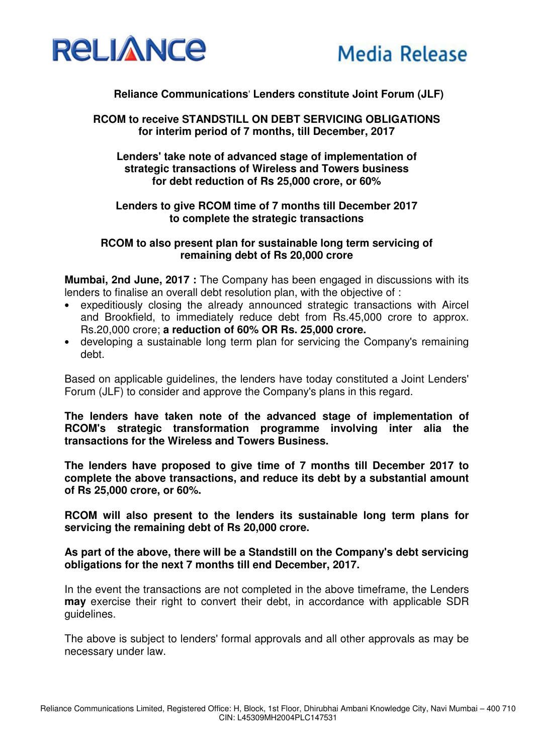RELIANCE

Media Release

## Reliance Communications' Lenders constitute Joint Forum (JLF)

**RCOM to receive STANDSTILL ON DEBT SERVICING OBLIGATIONS for interim period of 7 months, till December, 2017**

**Lenders' take note of advanced stage of implementation of strategic transactions of Wireless and Towers business for debt reduction of Rs 25,000 crore, or 60%**

**Lenders to give RCOM time of 7 months till December 2017 to complete the strategic transactions**

**RCOM to also present plan for sustainable long term servicing of remaining debt of Rs 20,000 crore**

**Mumbai, 2nd June, 2017 :** The Company has been engaged in discussions with its lenders to finalise an overall debt resolution plan, with the objective of :

- expeditiously closing the already announced strategic transactions with Aircel and Brookfield, to immediately reduce debt from Rs.45,000 crore to approx. Rs.20,000 crore; **a reduction of 60% OR Rs. 25,000 crore.**
- developing a sustainable long term plan for servicing the Company's remaining debt.

Based on applicable guidelines, the lenders have today constituted a Joint Lenders' Forum (JLF) to consider and approve the Company's plans in this regard.

**The lenders have taken note of the advanced stage of implementation of RCOM's strategic transformation programme involving inter alia the transactions for the Wireless and Towers Business.**

**The lenders have proposed to give time of 7 months till December 2017 to complete the above transactions, and reduce its debt by a substantial amount of Rs 25,000 crore, or 60%.**

**RCOM will also present to the lenders its sustainable long term plans for servicing the remaining debt of Rs 20,000 crore.**

**As part of the above, there will be a Standstill on the Company's debt servicing obligations for the next 7 months till end December, 2017.**

In the event the transactions are not completed in the above timeframe, the Lenders **may** exercise their right to convert their debt, in accordance with applicable SDR guidelines.

The above is subject to lenders' formal approvals and all other approvals as may be necessary under law.

Reliance Communications Limited, Registered Office: H, Block, 1st Floor, Dhirubhai Ambani Knowledge City, Navi Mumbai – 400 710
CIN: L45309MH2004PLC147531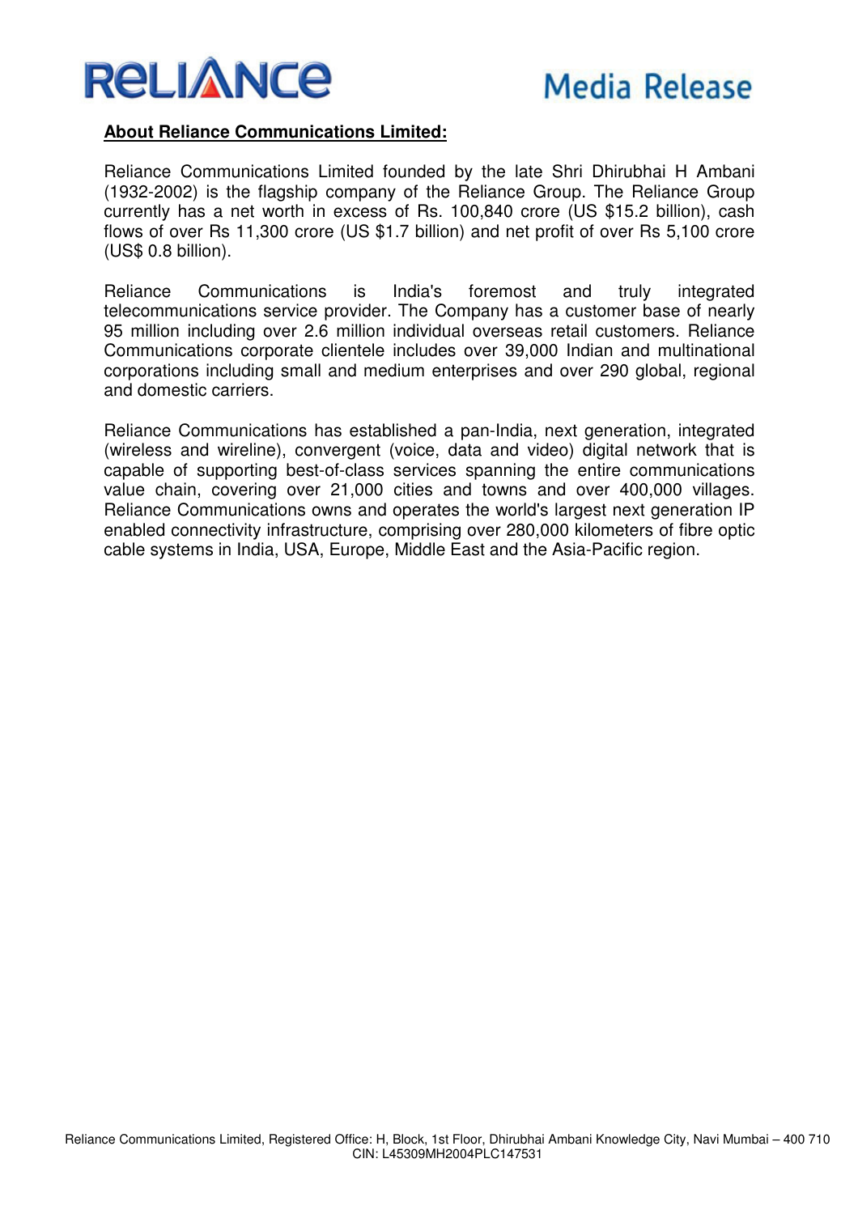**About Reliance Communications Limited:**

Reliance Communications Limited founded by the late Shri Dhirubhai H Ambani (1932-2002) is the flagship company of the Reliance Group. The Reliance Group currently has a net worth in excess of Rs. 100,840 crore (US $15.2 billion), cash flows of over Rs 11,300 crore (US $1.7 billion) and net profit of over Rs 5,100 crore (US$ 0.8 billion).

Reliance Communications is India's foremost and truly integrated telecommunications service provider. The Company has a customer base of nearly 95 million including over 2.6 million individual overseas retail customers. Reliance Communications corporate clientele includes over 39,000 Indian and multinational corporations including small and medium enterprises and over 290 global, regional and domestic carriers.

Reliance Communications has established a pan-India, next generation, integrated (wireless and wireline), convergent (voice, data and video) digital network that is capable of supporting best-of-class services spanning the entire communications value chain, covering over 21,000 cities and towns and over 400,000 villages. Reliance Communications owns and operates the world's largest next generation IP enabled connectivity infrastructure, comprising over 280,000 kilometers of fibre optic cable systems in India, USA, Europe, Middle East and the Asia-Pacific region.

Reliance Communications Limited, Registered Office: H, Block, 1st Floor, Dhirubhai Ambani Knowledge City, Navi Mumbai – 400 710
CIN: L45309MH2004PLC147531